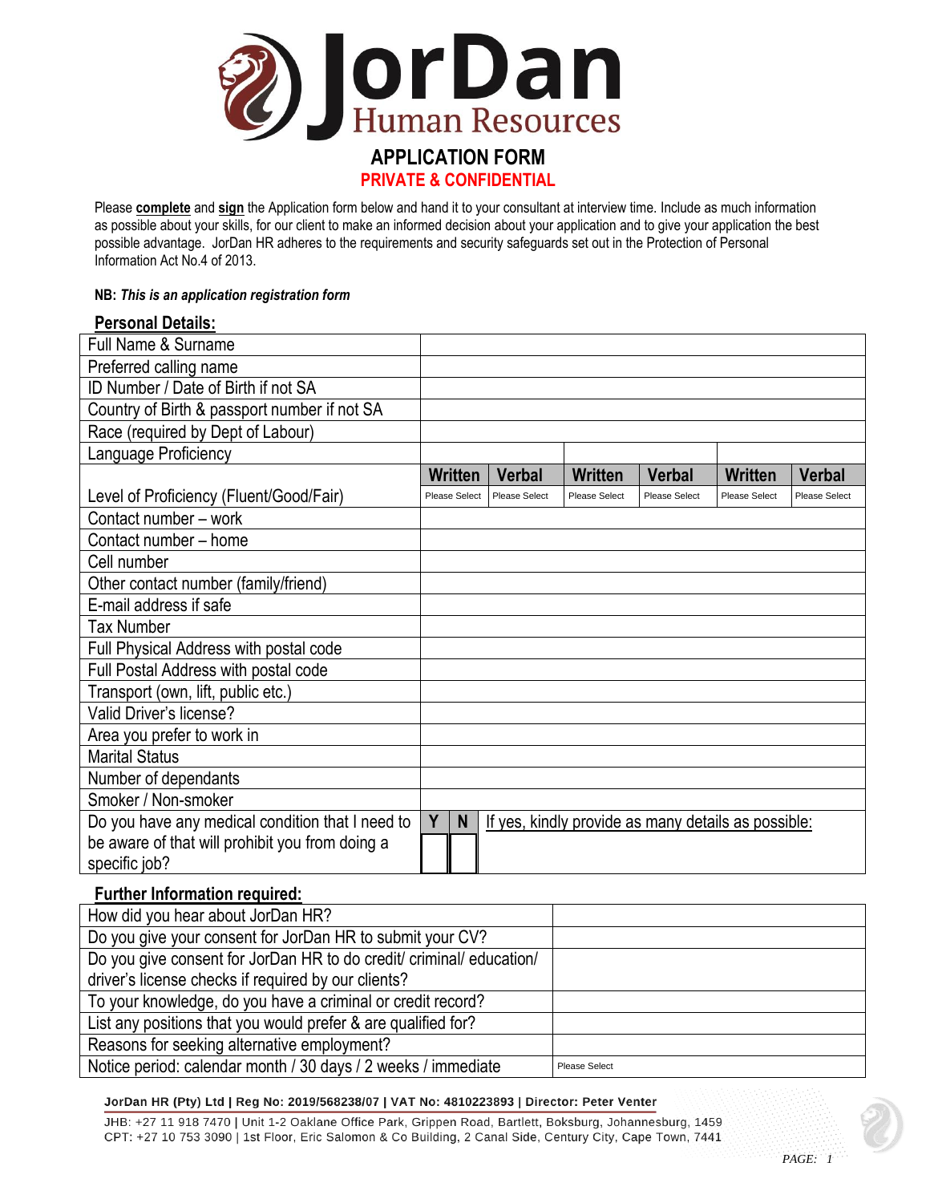# JorDan Human Resources

## APPLICATION FORM

**PRIVATE & CONFIDENTIAL**

Please **complete** and **sign** the Application form below and hand it to your consultant at interview time. Include as much information as possible about your skills, for our client to make an informed decision about your application and to give your application the best possible advantage. JorDan HR adheres to the requirements and security safeguards set out in the Protection of Personal Information Act No.4 of 2013.

**NB:** ***This is an application registration form***

### Personal Details:

| | | | | | | |
|---|---|---|---|---|---|---|
| Full Name & Surname | | | | | | |
| Preferred calling name | | | | | | |
| ID Number / Date of Birth if not SA | | | | | | |
| Country of Birth & passport number if not SA | | | | | | |
| Race (required by Dept of Labour) | | | | | | |
| Language Proficiency | | | | | | |
| | **Written** | **Verbal** | **Written** | **Verbal** | **Written** | **Verbal** |
| Level of Proficiency (Fluent/Good/Fair) | Please Select | Please Select | Please Select | Please Select | Please Select | Please Select |
| Contact number – work | | | | | | |
| Contact number – home | | | | | | |
| Cell number | | | | | | |
| Other contact number (family/friend) | | | | | | |
| E-mail address if safe | | | | | | |
| Tax Number | | | | | | |
| Full Physical Address with postal code | | | | | | |
| Full Postal Address with postal code | | | | | | |
| Transport (own, lift, public etc.) | | | | | | |
| Valid Driver's license? | | | | | | |
| Area you prefer to work in | | | | | | |
| Marital Status | | | | | | |
| Number of dependants | | | | | | |
| Smoker / Non-smoker | | | | | | |
| Do you have any medical condition that I need to be aware of that will prohibit you from doing a specific job? | **Y** | **N** | If yes, kindly provide as many details as possible: | | | |

### Further Information required:

| | |
|---|---|
| How did you hear about JorDan HR? | |
| Do you give your consent for JorDan HR to submit your CV? | |
| Do you give consent for JorDan HR to do credit/ criminal/ education/ driver's license checks if required by our clients? | |
| To your knowledge, do you have a criminal or credit record? | |
| List any positions that you would prefer & are qualified for? | |
| Reasons for seeking alternative employment? | |
| Notice period: calendar month / 30 days / 2 weeks / immediate | Please Select |

**JorDan HR (Pty) Ltd | Reg No: 2019/568238/07 | VAT No: 4810223893 | Director: Peter Venter**

JHB: +27 11 918 7470 | Unit 1-2 Oaklane Office Park, Grippen Road, Bartlett, Boksburg, Johannesburg, 1459
CPT: +27 10 753 3090 | 1st Floor, Eric Salomon & Co Building, 2 Canal Side, Century City, Cape Town, 7441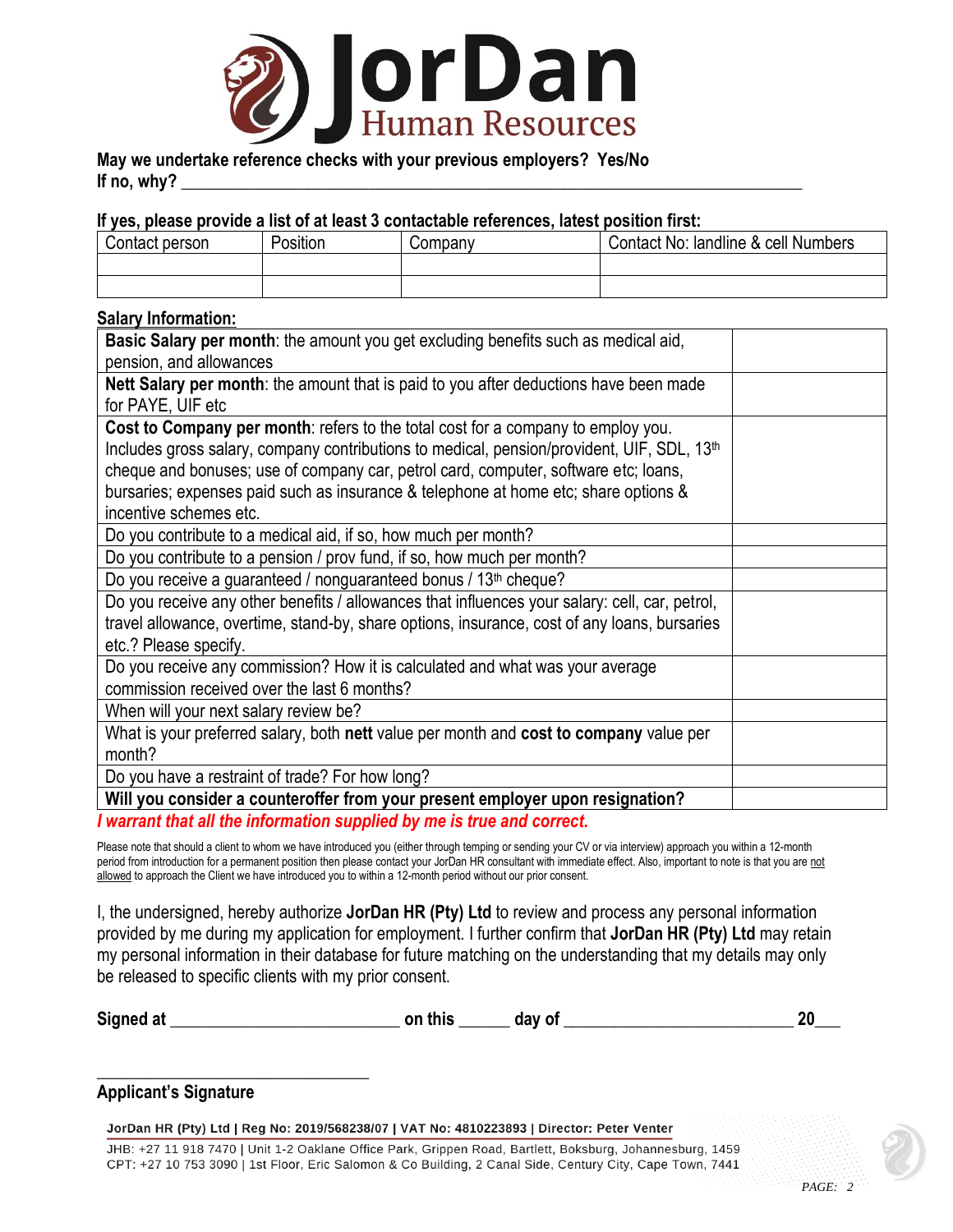# JorDan Human Resources

**May we undertake reference checks with your previous employers? Yes/No**
**If no, why?** ___________________________________________________________________________

**If yes, please provide a list of at least 3 contactable references, latest position first:**

| Contact person | Position | Company | Contact No: landline & cell Numbers |
|---|---|---|---|
| | | | |
| | | | |

**Salary Information:**

| | |
|---|---|
| **Basic Salary per month**: the amount you get excluding benefits such as medical aid, pension, and allowances | |
| **Nett Salary per month**: the amount that is paid to you after deductions have been made for PAYE, UIF etc | |
| **Cost to Company per month**: refers to the total cost for a company to employ you. Includes gross salary, company contributions to medical, pension/provident, UIF, SDL, 13th cheque and bonuses; use of company car, petrol card, computer, software etc; loans, bursaries; expenses paid such as insurance & telephone at home etc; share options & incentive schemes etc. | |
| Do you contribute to a medical aid, if so, how much per month? | |
| Do you contribute to a pension / prov fund, if so, how much per month? | |
| Do you receive a guaranteed / nonguaranteed bonus / 13th cheque? | |
| Do you receive any other benefits / allowances that influences your salary: cell, car, petrol, travel allowance, overtime, stand-by, share options, insurance, cost of any loans, bursaries etc.? Please specify. | |
| Do you receive any commission? How it is calculated and what was your average commission received over the last 6 months? | |
| When will your next salary review be? | |
| What is your preferred salary, both **nett** value per month and **cost to company** value per month? | |
| Do you have a restraint of trade? For how long? | |
| **Will you consider a counteroffer from your present employer upon resignation?** | |

***I warrant that all the information supplied by me is true and correct.***

Please note that should a client to whom we have introduced you (either through temping or sending your CV or via interview) approach you within a 12-month period from introduction for a permanent position then please contact your JorDan HR consultant with immediate effect. Also, important to note is that you are not allowed to approach the Client we have introduced you to within a 12-month period without our prior consent.

I, the undersigned, hereby authorize **JorDan HR (Pty) Ltd** to review and process any personal information provided by me during my application for employment. I further confirm that **JorDan HR (Pty) Ltd** may retain my personal information in their database for future matching on the understanding that my details may only be released to specific clients with my prior consent.

**Signed at** __________________________ **on this** ______ **day of** __________________________ **20**___

_________________________________
**Applicant's Signature**

**JorDan HR (Pty) Ltd | Reg No: 2019/568238/07 | VAT No: 4810223893 | Director: Peter Venter**

JHB: +27 11 918 7470 | Unit 1-2 Oaklane Office Park, Grippen Road, Bartlett, Boksburg, Johannesburg, 1459
CPT: +27 10 753 3090 | 1st Floor, Eric Salomon & Co Building, 2 Canal Side, Century City, Cape Town, 7441